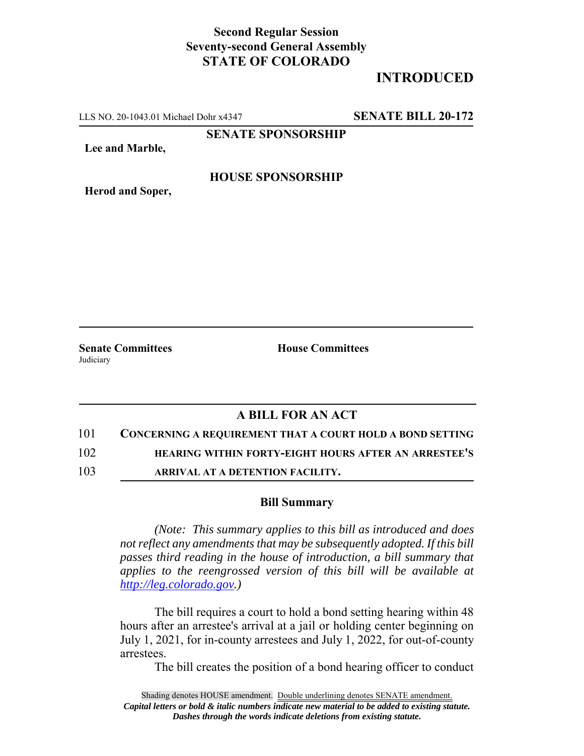**Second Regular Session**
**Seventy-second General Assembly**
**STATE OF COLORADO**

## INTRODUCED

LLS NO. 20-1043.01 Michael Dohr x4347 **SENATE BILL 20-172**

**SENATE SPONSORSHIP**

**Lee and Marble,**

**HOUSE SPONSORSHIP**

**Herod and Soper,**

**Senate Committees**
Judiciary

**House Committees**

## A BILL FOR AN ACT

101 **CONCERNING A REQUIREMENT THAT A COURT HOLD A BOND SETTING**
102 **HEARING WITHIN FORTY-EIGHT HOURS AFTER AN ARRESTEE'S**
103 **ARRIVAL AT A DETENTION FACILITY.**

### Bill Summary

*(Note: This summary applies to this bill as introduced and does not reflect any amendments that may be subsequently adopted. If this bill passes third reading in the house of introduction, a bill summary that applies to the reengrossed version of this bill will be available at http://leg.colorado.gov.)*

The bill requires a court to hold a bond setting hearing within 48 hours after an arrestee's arrival at a jail or holding center beginning on July 1, 2021, for in-county arrestees and July 1, 2022, for out-of-county arrestees.

The bill creates the position of a bond hearing officer to conduct

Shading denotes HOUSE amendment. Double underlining denotes SENATE amendment.
***Capital letters or bold & italic numbers indicate new material to be added to existing statute.***
***Dashes through the words indicate deletions from existing statute.***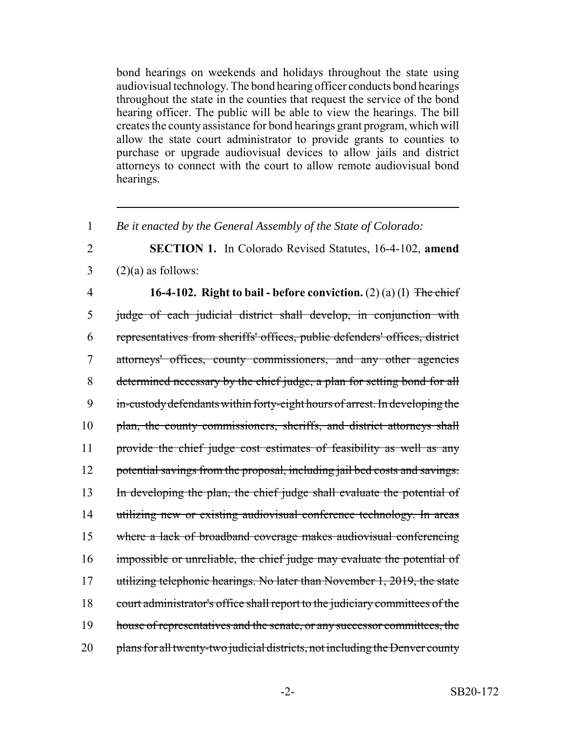bond hearings on weekends and holidays throughout the state using audiovisual technology. The bond hearing officer conducts bond hearings throughout the state in the counties that request the service of the bond hearing officer. The public will be able to view the hearings. The bill creates the county assistance for bond hearings grant program, which will allow the state court administrator to provide grants to counties to purchase or upgrade audiovisual devices to allow jails and district attorneys to connect with the court to allow remote audiovisual bond hearings.

---

1 *Be it enacted by the General Assembly of the State of Colorado:*

2 **SECTION 1.** In Colorado Revised Statutes, 16-4-102, **amend**
3 (2)(a) as follows:

4 **16-4-102. Right to bail - before conviction.** (2) (a) (I) ~~The chief~~
5 ~~judge of each judicial district shall develop, in conjunction with~~
6 ~~representatives from sheriffs' offices, public defenders' offices, district~~
7 ~~attorneys' offices, county commissioners, and any other agencies~~
8 ~~determined necessary by the chief judge, a plan for setting bond for all~~
9 ~~in-custody defendants within forty-eight hours of arrest. In developing the~~
10 ~~plan, the county commissioners, sheriffs, and district attorneys shall~~
11 ~~provide the chief judge cost estimates of feasibility as well as any~~
12 ~~potential savings from the proposal, including jail bed costs and savings.~~
13 ~~In developing the plan, the chief judge shall evaluate the potential of~~
14 ~~utilizing new or existing audiovisual conference technology. In areas~~
15 ~~where a lack of broadband coverage makes audiovisual conferencing~~
16 ~~impossible or unreliable, the chief judge may evaluate the potential of~~
17 ~~utilizing telephonic hearings. No later than November 1, 2019, the state~~
18 ~~court administrator's office shall report to the judiciary committees of the~~
19 ~~house of representatives and the senate, or any successor committees, the~~
20 ~~plans for all twenty-two judicial districts, not including the Denver county~~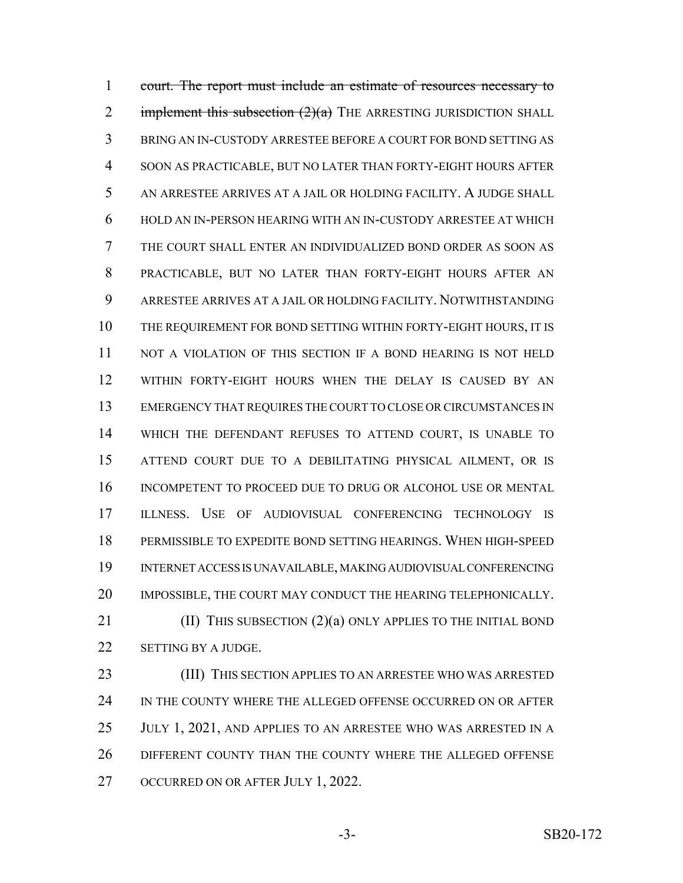court. The report must include an estimate of resources necessary to implement this subsection (2)(a) THE ARRESTING JURISDICTION SHALL BRING AN IN-CUSTODY ARRESTEE BEFORE A COURT FOR BOND SETTING AS SOON AS PRACTICABLE, BUT NO LATER THAN FORTY-EIGHT HOURS AFTER AN ARRESTEE ARRIVES AT A JAIL OR HOLDING FACILITY. A JUDGE SHALL HOLD AN IN-PERSON HEARING WITH AN IN-CUSTODY ARRESTEE AT WHICH THE COURT SHALL ENTER AN INDIVIDUALIZED BOND ORDER AS SOON AS PRACTICABLE, BUT NO LATER THAN FORTY-EIGHT HOURS AFTER AN ARRESTEE ARRIVES AT A JAIL OR HOLDING FACILITY. NOTWITHSTANDING THE REQUIREMENT FOR BOND SETTING WITHIN FORTY-EIGHT HOURS, IT IS NOT A VIOLATION OF THIS SECTION IF A BOND HEARING IS NOT HELD WITHIN FORTY-EIGHT HOURS WHEN THE DELAY IS CAUSED BY AN EMERGENCY THAT REQUIRES THE COURT TO CLOSE OR CIRCUMSTANCES IN WHICH THE DEFENDANT REFUSES TO ATTEND COURT, IS UNABLE TO ATTEND COURT DUE TO A DEBILITATING PHYSICAL AILMENT, OR IS INCOMPETENT TO PROCEED DUE TO DRUG OR ALCOHOL USE OR MENTAL ILLNESS. USE OF AUDIOVISUAL CONFERENCING TECHNOLOGY IS PERMISSIBLE TO EXPEDITE BOND SETTING HEARINGS. WHEN HIGH-SPEED INTERNET ACCESS IS UNAVAILABLE, MAKING AUDIOVISUAL CONFERENCING IMPOSSIBLE, THE COURT MAY CONDUCT THE HEARING TELEPHONICALLY.

(II) THIS SUBSECTION (2)(a) ONLY APPLIES TO THE INITIAL BOND SETTING BY A JUDGE.

(III) THIS SECTION APPLIES TO AN ARRESTEE WHO WAS ARRESTED IN THE COUNTY WHERE THE ALLEGED OFFENSE OCCURRED ON OR AFTER JULY 1, 2021, AND APPLIES TO AN ARRESTEE WHO WAS ARRESTED IN A DIFFERENT COUNTY THAN THE COUNTY WHERE THE ALLEGED OFFENSE OCCURRED ON OR AFTER JULY 1, 2022.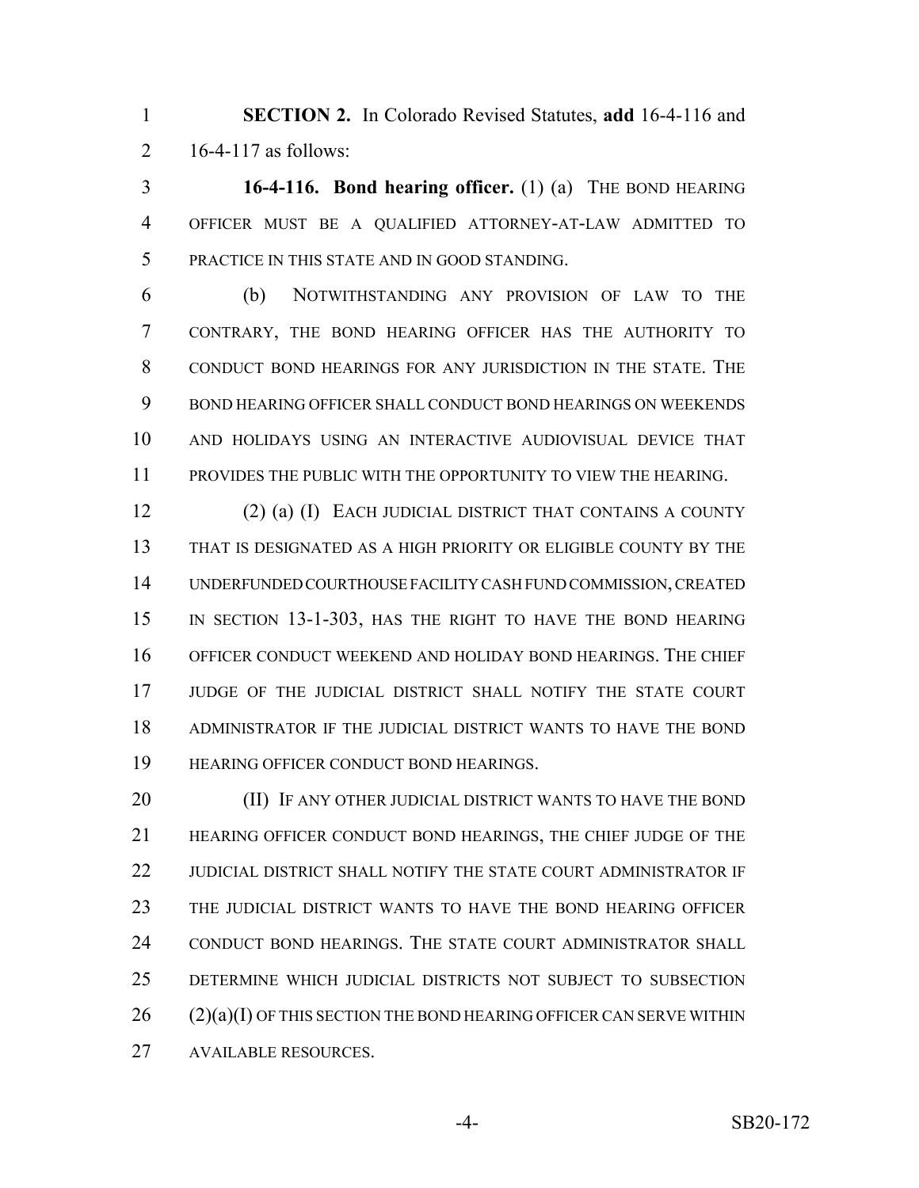**SECTION 2.** In Colorado Revised Statutes, **add** 16-4-116 and 16-4-117 as follows:

**16-4-116. Bond hearing officer.** (1) (a) THE BOND HEARING OFFICER MUST BE A QUALIFIED ATTORNEY-AT-LAW ADMITTED TO PRACTICE IN THIS STATE AND IN GOOD STANDING.

(b) NOTWITHSTANDING ANY PROVISION OF LAW TO THE CONTRARY, THE BOND HEARING OFFICER HAS THE AUTHORITY TO CONDUCT BOND HEARINGS FOR ANY JURISDICTION IN THE STATE. THE BOND HEARING OFFICER SHALL CONDUCT BOND HEARINGS ON WEEKENDS AND HOLIDAYS USING AN INTERACTIVE AUDIOVISUAL DEVICE THAT PROVIDES THE PUBLIC WITH THE OPPORTUNITY TO VIEW THE HEARING.

(2) (a) (I) EACH JUDICIAL DISTRICT THAT CONTAINS A COUNTY THAT IS DESIGNATED AS A HIGH PRIORITY OR ELIGIBLE COUNTY BY THE UNDERFUNDED COURTHOUSE FACILITY CASH FUND COMMISSION, CREATED IN SECTION 13-1-303, HAS THE RIGHT TO HAVE THE BOND HEARING OFFICER CONDUCT WEEKEND AND HOLIDAY BOND HEARINGS. THE CHIEF JUDGE OF THE JUDICIAL DISTRICT SHALL NOTIFY THE STATE COURT ADMINISTRATOR IF THE JUDICIAL DISTRICT WANTS TO HAVE THE BOND HEARING OFFICER CONDUCT BOND HEARINGS.

(II) IF ANY OTHER JUDICIAL DISTRICT WANTS TO HAVE THE BOND HEARING OFFICER CONDUCT BOND HEARINGS, THE CHIEF JUDGE OF THE JUDICIAL DISTRICT SHALL NOTIFY THE STATE COURT ADMINISTRATOR IF THE JUDICIAL DISTRICT WANTS TO HAVE THE BOND HEARING OFFICER CONDUCT BOND HEARINGS. THE STATE COURT ADMINISTRATOR SHALL DETERMINE WHICH JUDICIAL DISTRICTS NOT SUBJECT TO SUBSECTION (2)(a)(I) OF THIS SECTION THE BOND HEARING OFFICER CAN SERVE WITHIN AVAILABLE RESOURCES.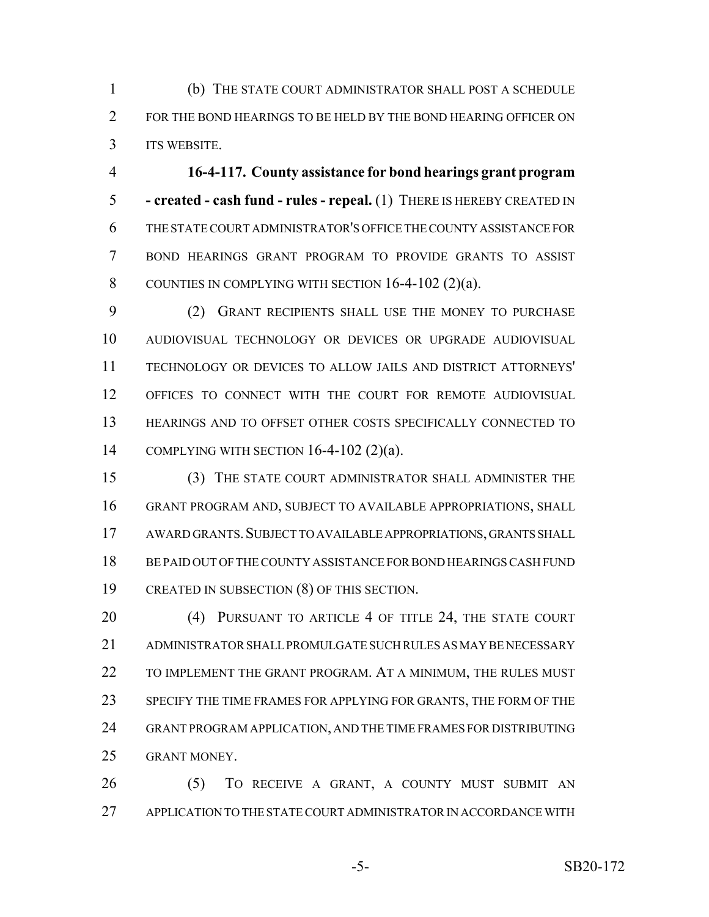(b) THE STATE COURT ADMINISTRATOR SHALL POST A SCHEDULE FOR THE BOND HEARINGS TO BE HELD BY THE BOND HEARING OFFICER ON ITS WEBSITE.

**16-4-117. County assistance for bond hearings grant program - created - cash fund - rules - repeal.** (1) THERE IS HEREBY CREATED IN THE STATE COURT ADMINISTRATOR'S OFFICE THE COUNTY ASSISTANCE FOR BOND HEARINGS GRANT PROGRAM TO PROVIDE GRANTS TO ASSIST COUNTIES IN COMPLYING WITH SECTION 16-4-102 (2)(a).

(2) GRANT RECIPIENTS SHALL USE THE MONEY TO PURCHASE AUDIOVISUAL TECHNOLOGY OR DEVICES OR UPGRADE AUDIOVISUAL TECHNOLOGY OR DEVICES TO ALLOW JAILS AND DISTRICT ATTORNEYS' OFFICES TO CONNECT WITH THE COURT FOR REMOTE AUDIOVISUAL HEARINGS AND TO OFFSET OTHER COSTS SPECIFICALLY CONNECTED TO COMPLYING WITH SECTION 16-4-102 (2)(a).

(3) THE STATE COURT ADMINISTRATOR SHALL ADMINISTER THE GRANT PROGRAM AND, SUBJECT TO AVAILABLE APPROPRIATIONS, SHALL AWARD GRANTS. SUBJECT TO AVAILABLE APPROPRIATIONS, GRANTS SHALL BE PAID OUT OF THE COUNTY ASSISTANCE FOR BOND HEARINGS CASH FUND CREATED IN SUBSECTION (8) OF THIS SECTION.

(4) PURSUANT TO ARTICLE 4 OF TITLE 24, THE STATE COURT ADMINISTRATOR SHALL PROMULGATE SUCH RULES AS MAY BE NECESSARY TO IMPLEMENT THE GRANT PROGRAM. AT A MINIMUM, THE RULES MUST SPECIFY THE TIME FRAMES FOR APPLYING FOR GRANTS, THE FORM OF THE GRANT PROGRAM APPLICATION, AND THE TIME FRAMES FOR DISTRIBUTING GRANT MONEY.

(5) TO RECEIVE A GRANT, A COUNTY MUST SUBMIT AN APPLICATION TO THE STATE COURT ADMINISTRATOR IN ACCORDANCE WITH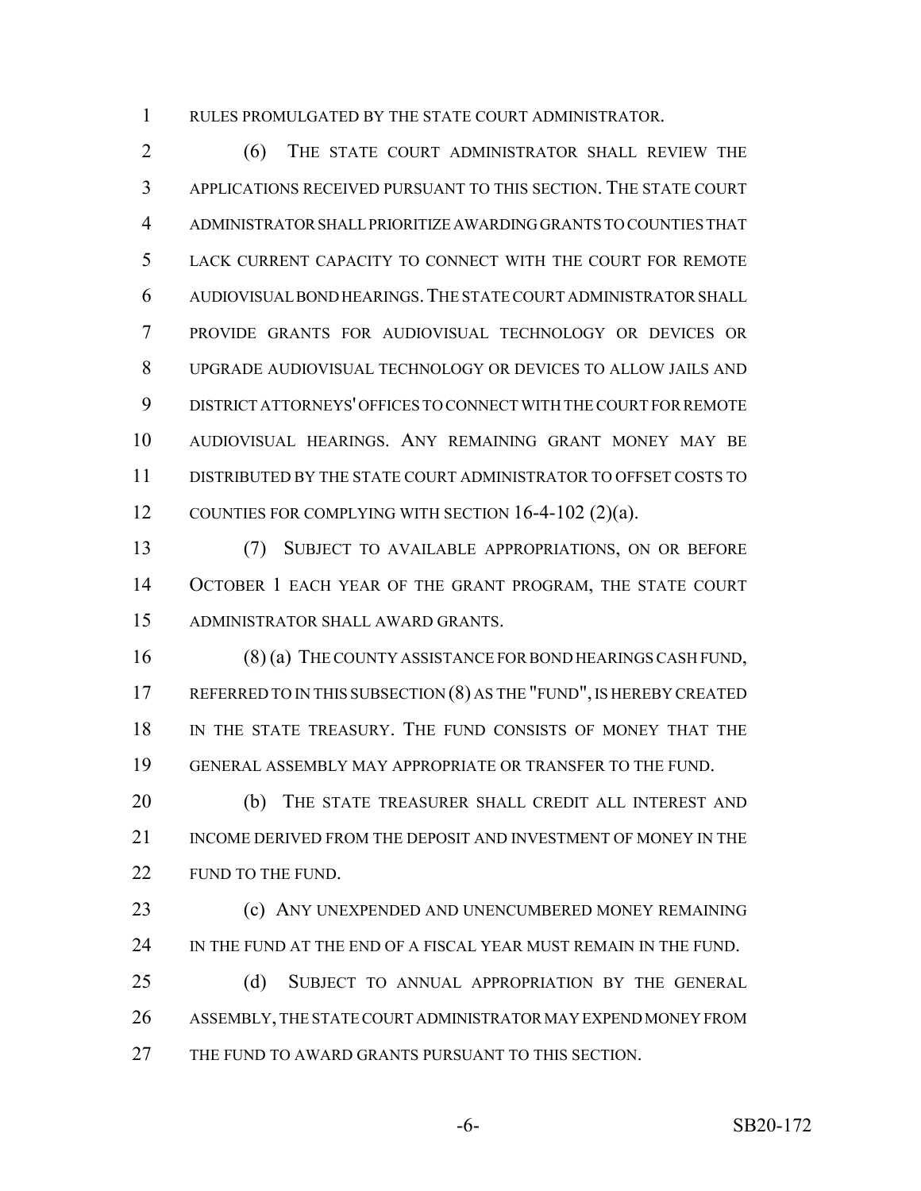RULES PROMULGATED BY THE STATE COURT ADMINISTRATOR.

(6) THE STATE COURT ADMINISTRATOR SHALL REVIEW THE APPLICATIONS RECEIVED PURSUANT TO THIS SECTION. THE STATE COURT ADMINISTRATOR SHALL PRIORITIZE AWARDING GRANTS TO COUNTIES THAT LACK CURRENT CAPACITY TO CONNECT WITH THE COURT FOR REMOTE AUDIOVISUAL BOND HEARINGS. THE STATE COURT ADMINISTRATOR SHALL PROVIDE GRANTS FOR AUDIOVISUAL TECHNOLOGY OR DEVICES OR UPGRADE AUDIOVISUAL TECHNOLOGY OR DEVICES TO ALLOW JAILS AND DISTRICT ATTORNEYS' OFFICES TO CONNECT WITH THE COURT FOR REMOTE AUDIOVISUAL HEARINGS. ANY REMAINING GRANT MONEY MAY BE DISTRIBUTED BY THE STATE COURT ADMINISTRATOR TO OFFSET COSTS TO COUNTIES FOR COMPLYING WITH SECTION 16-4-102 (2)(a).

(7) SUBJECT TO AVAILABLE APPROPRIATIONS, ON OR BEFORE OCTOBER 1 EACH YEAR OF THE GRANT PROGRAM, THE STATE COURT ADMINISTRATOR SHALL AWARD GRANTS.

(8) (a) THE COUNTY ASSISTANCE FOR BOND HEARINGS CASH FUND, REFERRED TO IN THIS SUBSECTION (8) AS THE "FUND", IS HEREBY CREATED IN THE STATE TREASURY. THE FUND CONSISTS OF MONEY THAT THE GENERAL ASSEMBLY MAY APPROPRIATE OR TRANSFER TO THE FUND.

(b) THE STATE TREASURER SHALL CREDIT ALL INTEREST AND INCOME DERIVED FROM THE DEPOSIT AND INVESTMENT OF MONEY IN THE FUND TO THE FUND.

(c) ANY UNEXPENDED AND UNENCUMBERED MONEY REMAINING IN THE FUND AT THE END OF A FISCAL YEAR MUST REMAIN IN THE FUND.

(d) SUBJECT TO ANNUAL APPROPRIATION BY THE GENERAL ASSEMBLY, THE STATE COURT ADMINISTRATOR MAY EXPEND MONEY FROM THE FUND TO AWARD GRANTS PURSUANT TO THIS SECTION.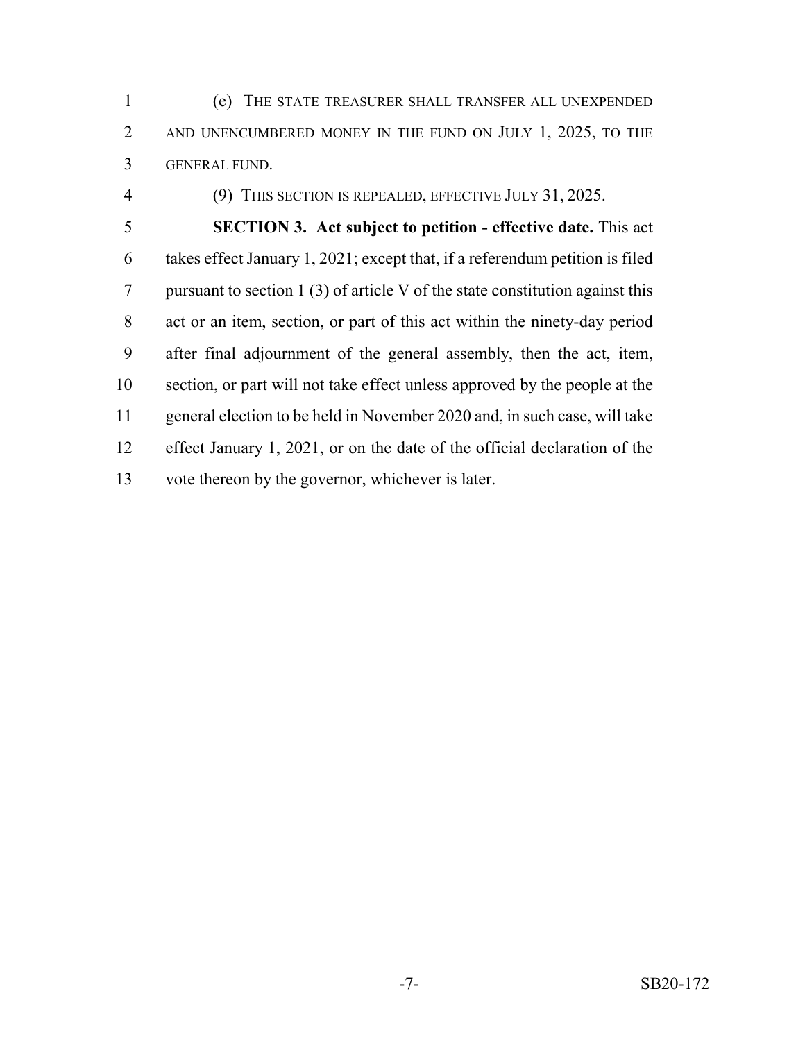(e) THE STATE TREASURER SHALL TRANSFER ALL UNEXPENDED AND UNENCUMBERED MONEY IN THE FUND ON JULY 1, 2025, TO THE GENERAL FUND.

(9) THIS SECTION IS REPEALED, EFFECTIVE JULY 31, 2025.

**SECTION 3. Act subject to petition - effective date.** This act takes effect January 1, 2021; except that, if a referendum petition is filed pursuant to section 1 (3) of article V of the state constitution against this act or an item, section, or part of this act within the ninety-day period after final adjournment of the general assembly, then the act, item, section, or part will not take effect unless approved by the people at the general election to be held in November 2020 and, in such case, will take effect January 1, 2021, or on the date of the official declaration of the vote thereon by the governor, whichever is later.